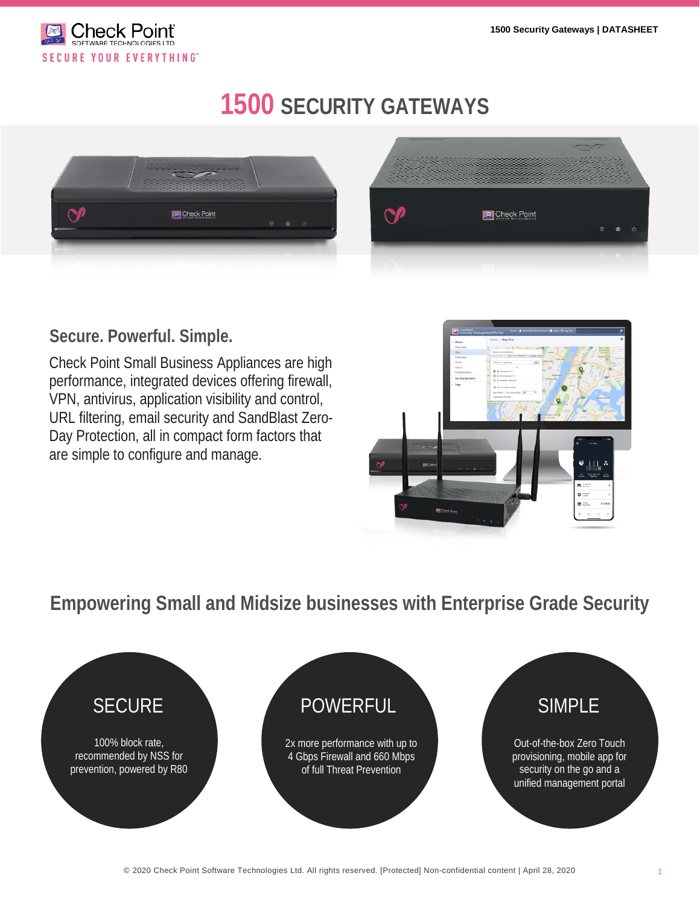# 1500 SECURITY GATEWAYS

## Secure. Powerful. Simple.

Check Point Small Business Appliances are high performance, integrated devices offering firewall, VPN, antivirus, application visibility and control, URL filtering, email security and SandBlast Zero-Day Protection, all in compact form factors that are simple to configure and manage.

## Empowering Small and Midsize businesses with Enterprise Grade Security

### SECURE

100% block rate, recommended by NSS for prevention, powered by R80

### POWERFUL

2x more performance with up to 4 Gbps Firewall and 660 Mbps of full Threat Prevention

### SIMPLE

Out-of-the-box Zero Touch provisioning, mobile app for security on the go and a unified management portal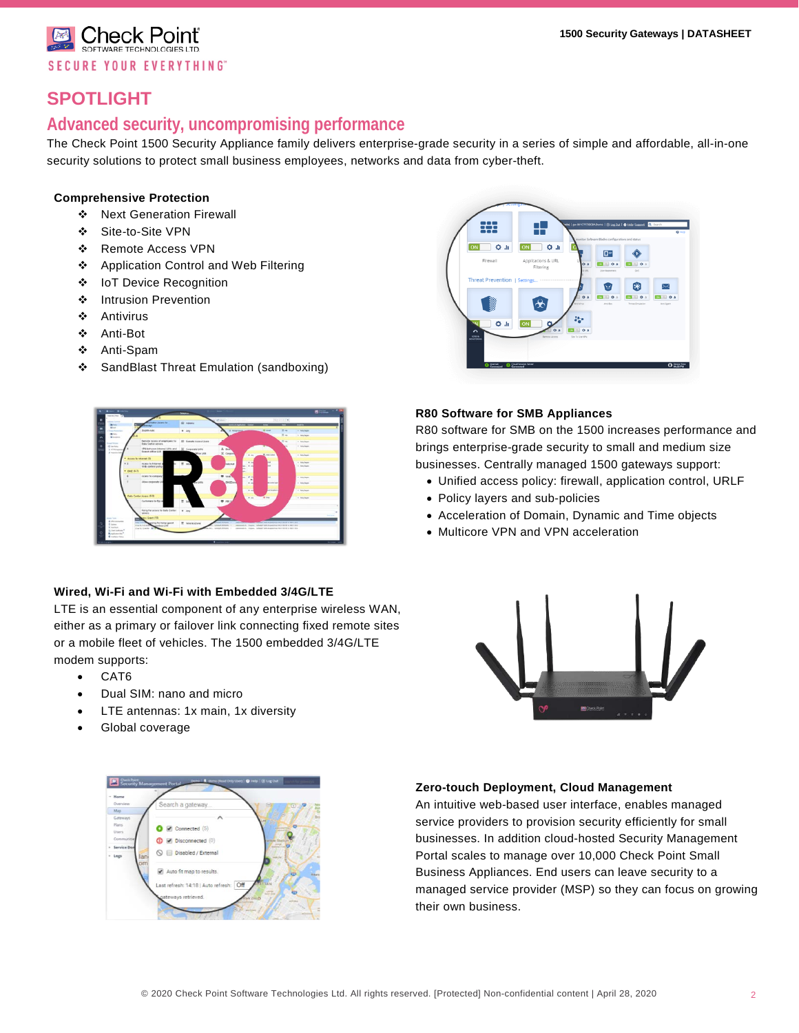## SPOTLIGHT

### Advanced security, uncompromising performance

The Check Point 1500 Security Appliance family delivers enterprise-grade security in a series of simple and affordable, all-in-one security solutions to protect small business employees, networks and data from cyber-theft.

**Comprehensive Protection**

- Next Generation Firewall
- Site-to-Site VPN
- Remote Access VPN
- Application Control and Web Filtering
- IoT Device Recognition
- Intrusion Prevention
- Antivirus
- Anti-Bot
- Anti-Spam
- SandBlast Threat Emulation (sandboxing)

**R80 Software for SMB Appliances**

R80 software for SMB on the 1500 increases performance and brings enterprise-grade security to small and medium size businesses. Centrally managed 1500 gateways support:

- Unified access policy: firewall, application control, URLF
- Policy layers and sub-policies
- Acceleration of Domain, Dynamic and Time objects
- Multicore VPN and VPN acceleration

**Wired, Wi-Fi and Wi-Fi with Embedded 3/4G/LTE**

LTE is an essential component of any enterprise wireless WAN, either as a primary or failover link connecting fixed remote sites or a mobile fleet of vehicles. The 1500 embedded 3/4G/LTE modem supports:

- CAT6
- Dual SIM: nano and micro
- LTE antennas: 1x main, 1x diversity
- Global coverage

**Zero-touch Deployment, Cloud Management**

An intuitive web-based user interface, enables managed service providers to provision security efficiently for small businesses. In addition cloud-hosted Security Management Portal scales to manage over 10,000 Check Point Small Business Appliances. End users can leave security to a managed service provider (MSP) so they can focus on growing their own business.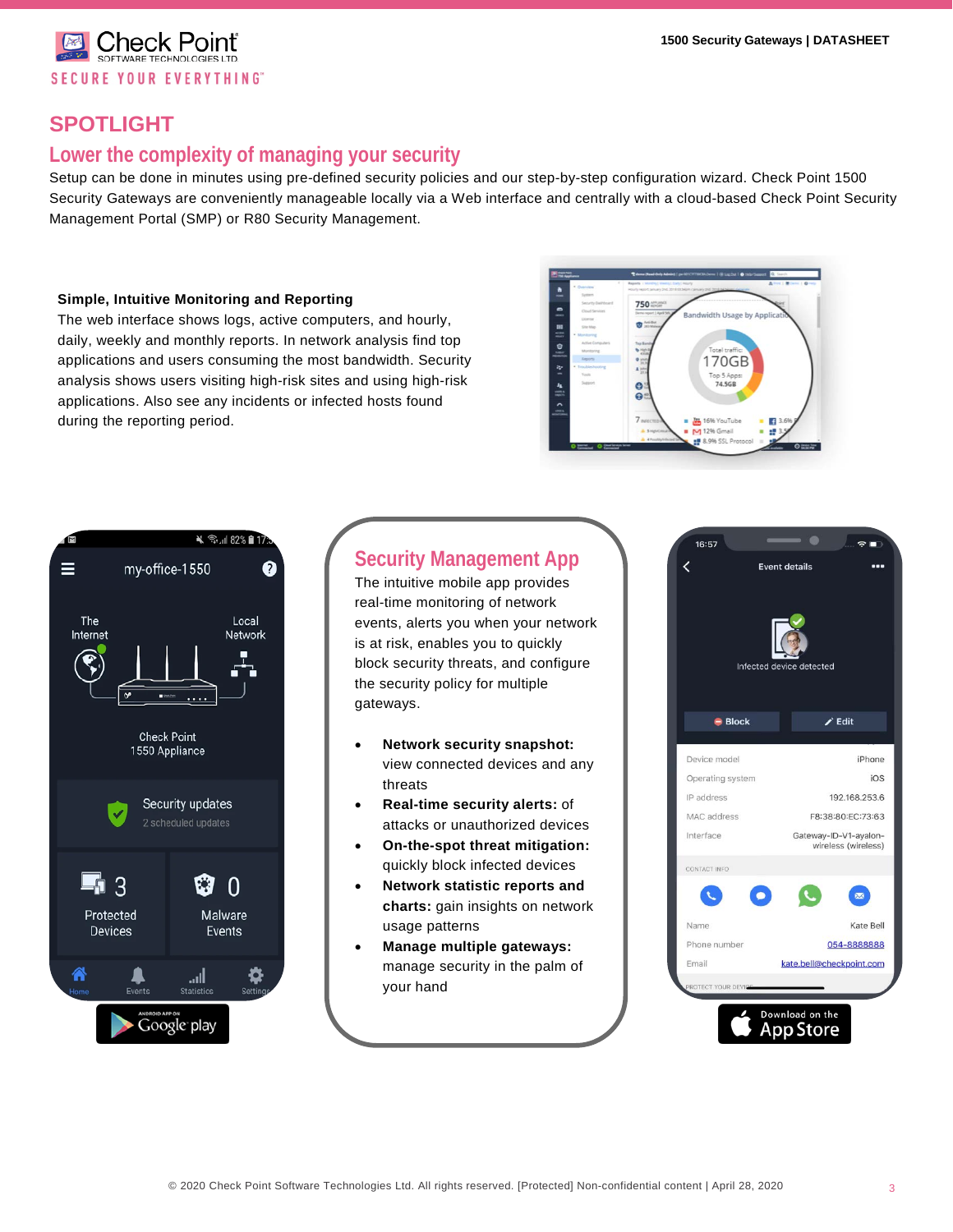# SPOTLIGHT

## Lower the complexity of managing your security

Setup can be done in minutes using pre-defined security policies and our step-by-step configuration wizard. Check Point 1500 Security Gateways are conveniently manageable locally via a Web interface and centrally with a cloud-based Check Point Security Management Portal (SMP) or R80 Security Management.

**Simple, Intuitive Monitoring and Reporting**

The web interface shows logs, active computers, and hourly, daily, weekly and monthly reports. In network analysis find top applications and users consuming the most bandwidth. Security analysis shows users visiting high-risk sites and using high-risk applications. Also see any incidents or infected hosts found during the reporting period.

## Security Management App

The intuitive mobile app provides real-time monitoring of network events, alerts you when your network is at risk, enables you to quickly block security threats, and configure the security policy for multiple gateways.

- **Network security snapshot:** view connected devices and any threats
- **Real-time security alerts:** of attacks or unauthorized devices
- **On-the-spot threat mitigation:** quickly block infected devices
- **Network statistic reports and charts:** gain insights on network usage patterns
- **Manage multiple gateways:** manage security in the palm of your hand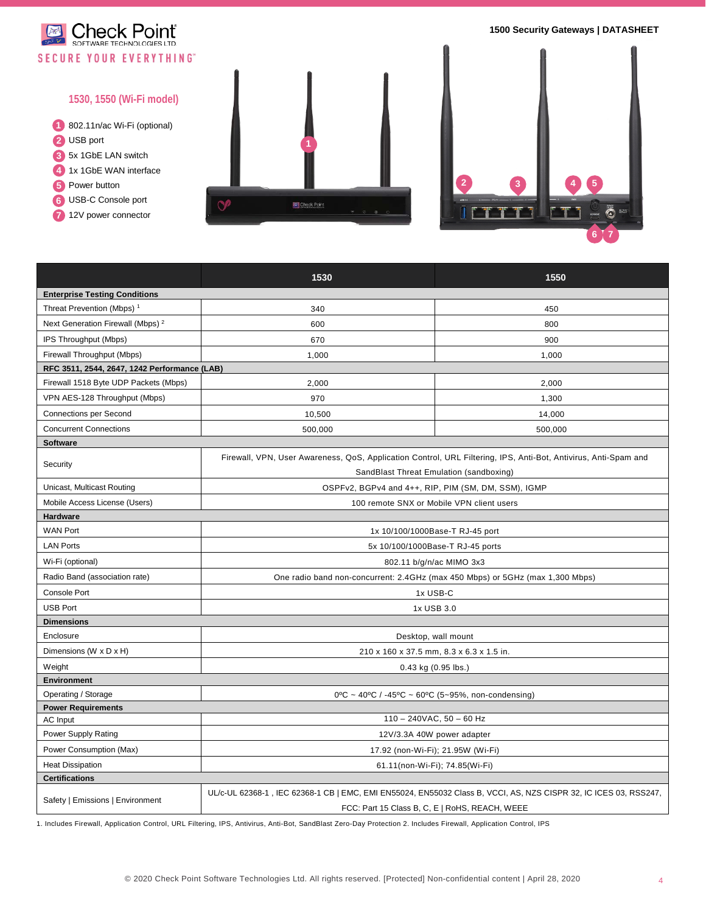## 1530, 1550 (Wi-Fi model)

1. 802.11n/ac Wi-Fi (optional)
2. USB port
3. 5x 1GbE LAN switch
4. 1x 1GbE WAN interface
5. Power button
6. USB-C Console port
7. 12V power connector

| | 1530 | 1550 |
|---|---|---|
| **Enterprise Testing Conditions** | | |
| Threat Prevention (Mbps) [1] | 340 | 450 |
| Next Generation Firewall (Mbps) [2] | 600 | 800 |
| IPS Throughput (Mbps) | 670 | 900 |
| Firewall Throughput (Mbps) | 1,000 | 1,000 |
| **RFC 3511, 2544, 2647, 1242 Performance (LAB)** | | |
| Firewall 1518 Byte UDP Packets (Mbps) | 2,000 | 2,000 |
| VPN AES-128 Throughput (Mbps) | 970 | 1,300 |
| Connections per Second | 10,500 | 14,000 |
| Concurrent Connections | 500,000 | 500,000 |
| **Software** | | |
| Security | Firewall, VPN, User Awareness, QoS, Application Control, URL Filtering, IPS, Anti-Bot, Antivirus, Anti-Spam and SandBlast Threat Emulation (sandboxing) | |
| Unicast, Multicast Routing | OSPFv2, BGPv4 and 4++, RIP, PIM (SM, DM, SSM), IGMP | |
| Mobile Access License (Users) | 100 remote SNX or Mobile VPN client users | |
| **Hardware** | | |
| WAN Port | 1x 10/100/1000Base-T RJ-45 port | |
| LAN Ports | 5x 10/100/1000Base-T RJ-45 ports | |
| Wi-Fi (optional) | 802.11 b/g/n/ac MIMO 3x3 | |
| Radio Band (association rate) | One radio band non-concurrent: 2.4GHz (max 450 Mbps) or 5GHz (max 1,300 Mbps) | |
| Console Port | 1x USB-C | |
| USB Port | 1x USB 3.0 | |
| **Dimensions** | | |
| Enclosure | Desktop, wall mount | |
| Dimensions (W x D x H) | 210 x 160 x 37.5 mm, 8.3 x 6.3 x 1.5 in. | |
| Weight | 0.43 kg (0.95 lbs.) | |
| **Environment** | | |
| Operating / Storage | 0ºC ~ 40ºC / -45ºC ~ 60ºC (5~95%, non-condensing) | |
| **Power Requirements** | | |
| AC Input | 110 – 240VAC, 50 – 60 Hz | |
| Power Supply Rating | 12V/3.3A 40W power adapter | |
| Power Consumption (Max) | 17.92 (non-Wi-Fi); 21.95W (Wi-Fi) | |
| Heat Dissipation | 61.11(non-Wi-Fi); 74.85(Wi-Fi) | |
| **Certifications** | | |
| Safety \| Emissions \| Environment | UL/c-UL 62368-1 , IEC 62368-1 CB \| EMC, EMI EN55024, EN55032 Class B, VCCI, AS, NZS CISPR 32, IC ICES 03, RSS247, FCC: Part 15 Class B, C, E \| RoHS, REACH, WEEE | |

1. Includes Firewall, Application Control, URL Filtering, IPS, Antivirus, Anti-Bot, SandBlast Zero-Day Protection 2. Includes Firewall, Application Control, IPS

© 2020 Check Point Software Technologies Ltd. All rights reserved. [Protected] Non-confidential content | April 28, 2020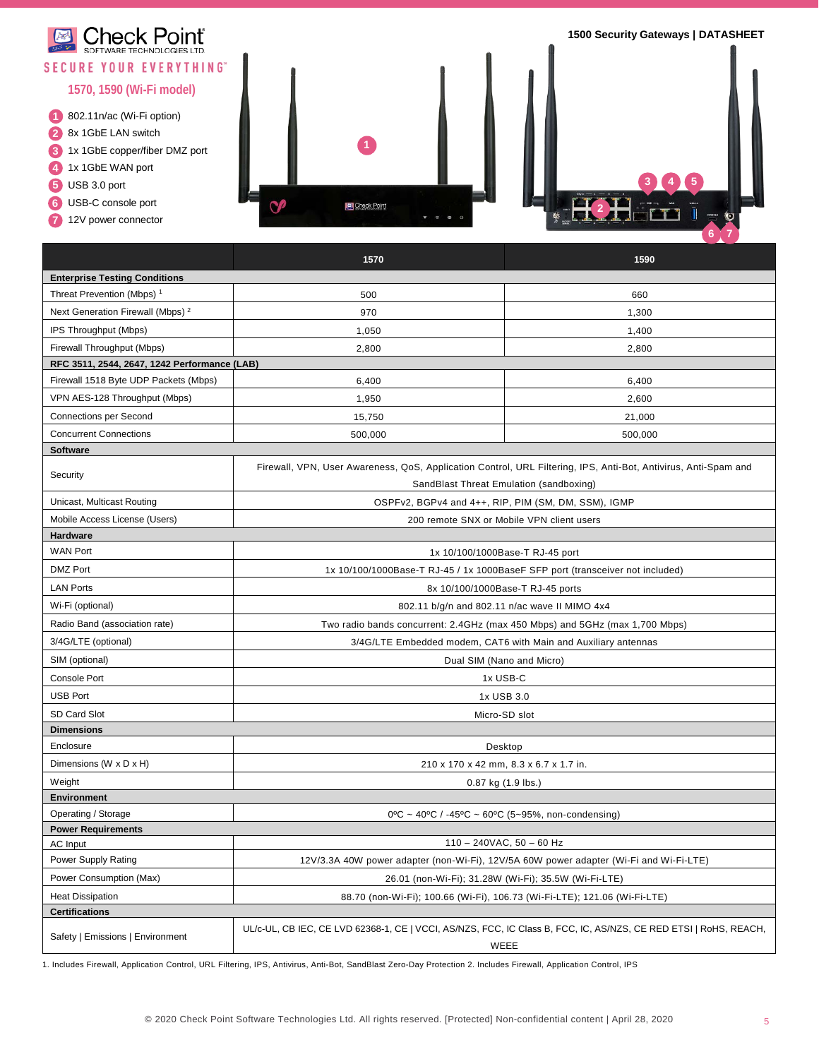**SECURE YOUR EVERYTHING™**

## 1570, 1590 (Wi-Fi model)

1. 802.11n/ac (Wi-Fi option)
2. 8x 1GbE LAN switch
3. 1x 1GbE copper/fiber DMZ port
4. 1x 1GbE WAN port
5. USB 3.0 port
6. USB-C console port
7. 12V power connector

| | 1570 | 1590 |
|---|---|---|
| **Enterprise Testing Conditions** | | |
| Threat Prevention (Mbps) [1] | 500 | 660 |
| Next Generation Firewall (Mbps) [2] | 970 | 1,300 |
| IPS Throughput (Mbps) | 1,050 | 1,400 |
| Firewall Throughput (Mbps) | 2,800 | 2,800 |
| **RFC 3511, 2544, 2647, 1242 Performance (LAB)** | | |
| Firewall 1518 Byte UDP Packets (Mbps) | 6,400 | 6,400 |
| VPN AES-128 Throughput (Mbps) | 1,950 | 2,600 |
| Connections per Second | 15,750 | 21,000 |
| Concurrent Connections | 500,000 | 500,000 |
| **Software** | | |
| Security | Firewall, VPN, User Awareness, QoS, Application Control, URL Filtering, IPS, Anti-Bot, Antivirus, Anti-Spam and SandBlast Threat Emulation (sandboxing) | |
| Unicast, Multicast Routing | OSPFv2, BGPv4 and 4++, RIP, PIM (SM, DM, SSM), IGMP | |
| Mobile Access License (Users) | 200 remote SNX or Mobile VPN client users | |
| **Hardware** | | |
| WAN Port | 1x 10/100/1000Base-T RJ-45 port | |
| DMZ Port | 1x 10/100/1000Base-T RJ-45 / 1x 1000BaseF SFP port (transceiver not included) | |
| LAN Ports | 8x 10/100/1000Base-T RJ-45 ports | |
| Wi-Fi (optional) | 802.11 b/g/n and 802.11 n/ac wave II MIMO 4x4 | |
| Radio Band (association rate) | Two radio bands concurrent: 2.4GHz (max 450 Mbps) and 5GHz (max 1,700 Mbps) | |
| 3/4G/LTE (optional) | 3/4G/LTE Embedded modem, CAT6 with Main and Auxiliary antennas | |
| SIM (optional) | Dual SIM (Nano and Micro) | |
| Console Port | 1x USB-C | |
| USB Port | 1x USB 3.0 | |
| SD Card Slot | Micro-SD slot | |
| **Dimensions** | | |
| Enclosure | Desktop | |
| Dimensions (W x D x H) | 210 x 170 x 42 mm, 8.3 x 6.7 x 1.7 in. | |
| Weight | 0.87 kg (1.9 lbs.) | |
| **Environment** | | |
| Operating / Storage | 0ºC ~ 40ºC / -45ºC ~ 60ºC (5~95%, non-condensing) | |
| **Power Requirements** | | |
| AC Input | 110 – 240VAC, 50 – 60 Hz | |
| Power Supply Rating | 12V/3.3A 40W power adapter (non-Wi-Fi), 12V/5A 60W power adapter (Wi-Fi and Wi-Fi-LTE) | |
| Power Consumption (Max) | 26.01 (non-Wi-Fi); 31.28W (Wi-Fi); 35.5W (Wi-Fi-LTE) | |
| Heat Dissipation | 88.70 (non-Wi-Fi); 100.66 (Wi-Fi), 106.73 (Wi-Fi-LTE); 121.06 (Wi-Fi-LTE) | |
| **Certifications** | | |
| Safety \| Emissions \| Environment | UL/c-UL, CB IEC, CE LVD 62368-1, CE \| VCCI, AS/NZS, FCC, IC Class B, FCC, IC, AS/NZS, CE RED ETSI \| RoHS, REACH, WEEE | |

1. Includes Firewall, Application Control, URL Filtering, IPS, Antivirus, Anti-Bot, SandBlast Zero-Day Protection 2. Includes Firewall, Application Control, IPS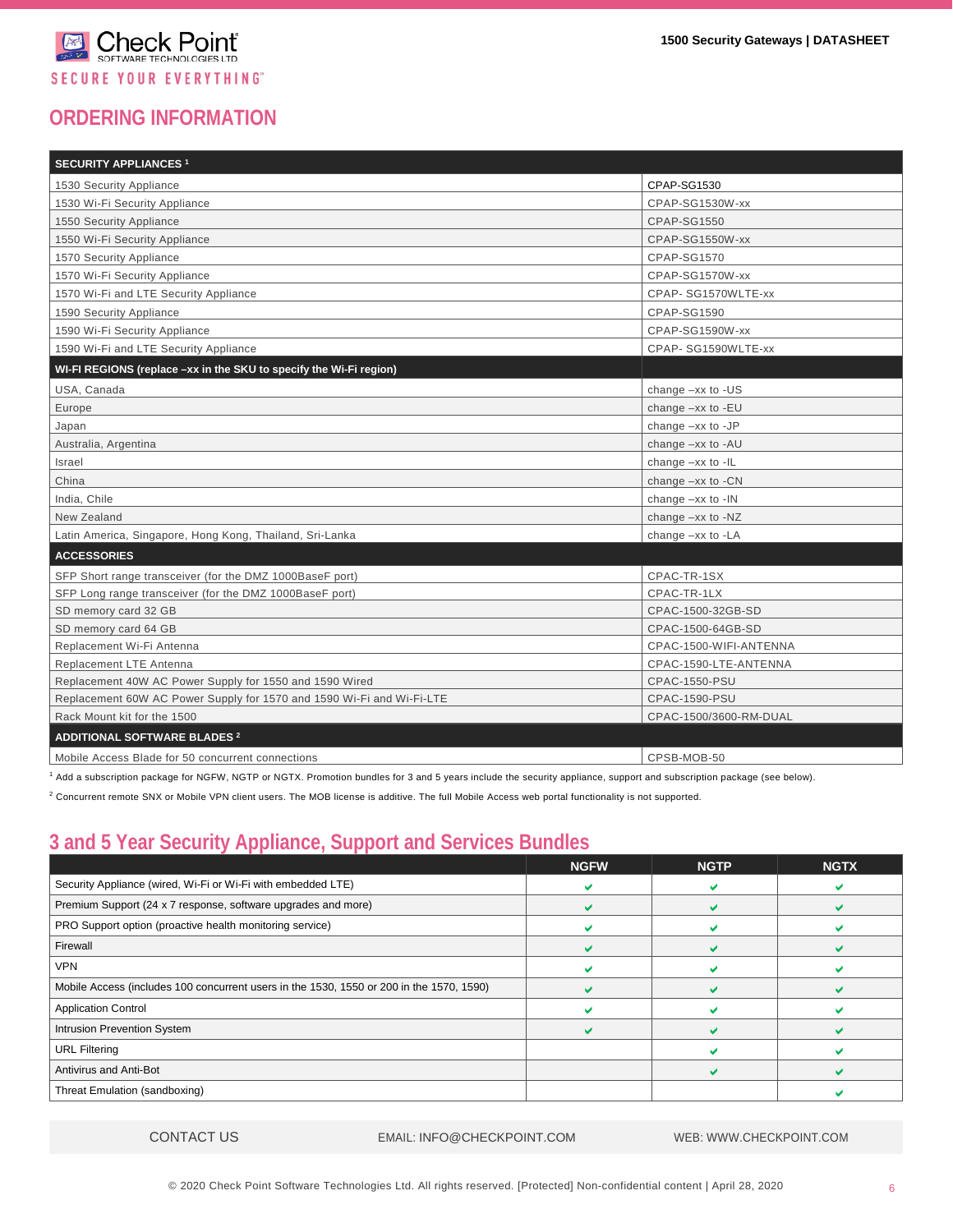# ORDERING INFORMATION

| SECURITY APPLIANCES [1] | |
|---|---|
| 1530 Security Appliance | CPAP-SG1530 |
| 1530 Wi-Fi Security Appliance | CPAP-SG1530W-xx |
| 1550 Security Appliance | CPAP-SG1550 |
| 1550 Wi-Fi Security Appliance | CPAP-SG1550W-xx |
| 1570 Security Appliance | CPAP-SG1570 |
| 1570 Wi-Fi Security Appliance | CPAP-SG1570W-xx |
| 1570 Wi-Fi and LTE Security Appliance | CPAP- SG1570WLTE-xx |
| 1590 Security Appliance | CPAP-SG1590 |
| 1590 Wi-Fi Security Appliance | CPAP-SG1590W-xx |
| 1590 Wi-Fi and LTE Security Appliance | CPAP- SG1590WLTE-xx |
| **WI-FI REGIONS (replace –xx in the SKU to specify the Wi-Fi region)** | |
| USA, Canada | change –xx to -US |
| Europe | change –xx to -EU |
| Japan | change –xx to -JP |
| Australia, Argentina | change –xx to -AU |
| Israel | change –xx to -IL |
| China | change –xx to -CN |
| India, Chile | change –xx to -IN |
| New Zealand | change –xx to -NZ |
| Latin America, Singapore, Hong Kong, Thailand, Sri-Lanka | change –xx to -LA |
| **ACCESSORIES** | |
| SFP Short range transceiver (for the DMZ 1000BaseF port) | CPAC-TR-1SX |
| SFP Long range transceiver (for the DMZ 1000BaseF port) | CPAC-TR-1LX |
| SD memory card 32 GB | CPAC-1500-32GB-SD |
| SD memory card 64 GB | CPAC-1500-64GB-SD |
| Replacement Wi-Fi Antenna | CPAC-1500-WIFI-ANTENNA |
| Replacement LTE Antenna | CPAC-1590-LTE-ANTENNA |
| Replacement 40W AC Power Supply for 1550 and 1590 Wired | CPAC-1550-PSU |
| Replacement 60W AC Power Supply for 1570 and 1590 Wi-Fi and Wi-Fi-LTE | CPAC-1590-PSU |
| Rack Mount kit for the 1500 | CPAC-1500/3600-RM-DUAL |
| **ADDITIONAL SOFTWARE BLADES [2]** | |
| Mobile Access Blade for 50 concurrent connections | CPSB-MOB-50 |

[1] Add a subscription package for NGFW, NGTP or NGTX. Promotion bundles for 3 and 5 years include the security appliance, support and subscription package (see below).

[2] Concurrent remote SNX or Mobile VPN client users. The MOB license is additive. The full Mobile Access web portal functionality is not supported.

# 3 and 5 Year Security Appliance, Support and Services Bundles

| | NGFW | NGTP | NGTX |
|---|---|---|---|
| Security Appliance (wired, Wi-Fi or Wi-Fi with embedded LTE) | ✔ | ✔ | ✔ |
| Premium Support (24 x 7 response, software upgrades and more) | ✔ | ✔ | ✔ |
| PRO Support option (proactive health monitoring service) | ✔ | ✔ | ✔ |
| Firewall | ✔ | ✔ | ✔ |
| VPN | ✔ | ✔ | ✔ |
| Mobile Access (includes 100 concurrent users in the 1530, 1550 or 200 in the 1570, 1590) | ✔ | ✔ | ✔ |
| Application Control | ✔ | ✔ | ✔ |
| Intrusion Prevention System | ✔ | ✔ | ✔ |
| URL Filtering | | ✔ | ✔ |
| Antivirus and Anti-Bot | | ✔ | ✔ |
| Threat Emulation (sandboxing) | | | ✔ |

CONTACT US EMAIL: INFO@CHECKPOINT.COM WEB: WWW.CHECKPOINT.COM

© 2020 Check Point Software Technologies Ltd. All rights reserved. [Protected] Non-confidential content | April 28, 2020